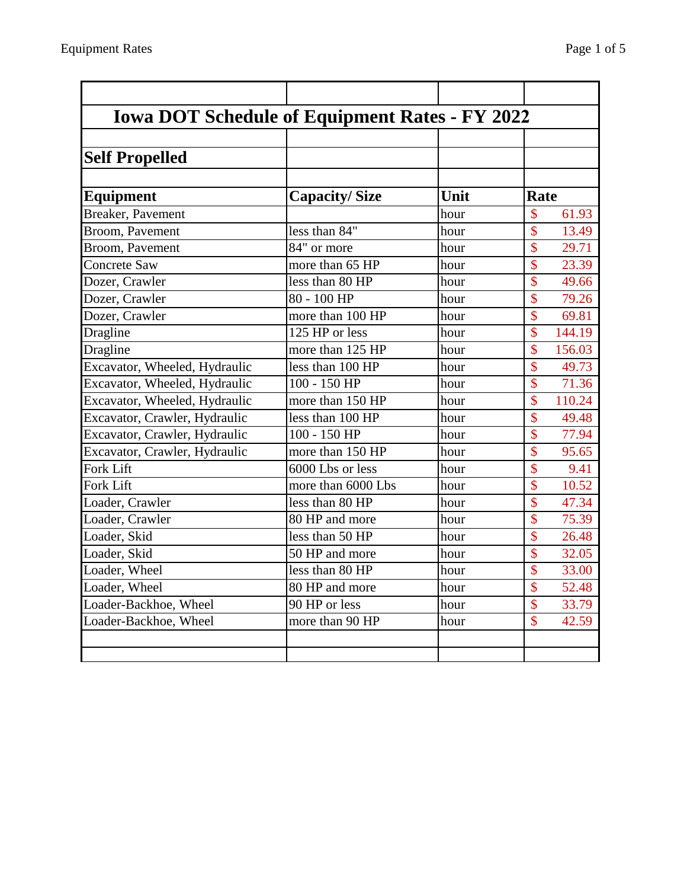# Iowa DOT Schedule of Equipment Rates - FY 2022

## Self Propelled

| Equipment | Capacity/ Size | Unit | Rate |
|---|---|---|---|
| Breaker, Pavement | | hour | $ 61.93 |
| Broom, Pavement | less than 84" | hour | $ 13.49 |
| Broom, Pavement | 84" or more | hour | $ 29.71 |
| Concrete Saw | more than 65 HP | hour | $ 23.39 |
| Dozer, Crawler | less than 80 HP | hour | $ 49.66 |
| Dozer, Crawler | 80 - 100 HP | hour | $ 79.26 |
| Dozer, Crawler | more than 100 HP | hour | $ 69.81 |
| Dragline | 125 HP or less | hour | $ 144.19 |
| Dragline | more than 125 HP | hour | $ 156.03 |
| Excavator, Wheeled, Hydraulic | less than 100 HP | hour | $ 49.73 |
| Excavator, Wheeled, Hydraulic | 100 - 150 HP | hour | $ 71.36 |
| Excavator, Wheeled, Hydraulic | more than 150 HP | hour | $ 110.24 |
| Excavator, Crawler, Hydraulic | less than 100 HP | hour | $ 49.48 |
| Excavator, Crawler, Hydraulic | 100 - 150 HP | hour | $ 77.94 |
| Excavator, Crawler, Hydraulic | more than 150 HP | hour | $ 95.65 |
| Fork Lift | 6000 Lbs or less | hour | $ 9.41 |
| Fork Lift | more than 6000 Lbs | hour | $ 10.52 |
| Loader, Crawler | less than 80 HP | hour | $ 47.34 |
| Loader, Crawler | 80 HP and more | hour | $ 75.39 |
| Loader, Skid | less than 50 HP | hour | $ 26.48 |
| Loader, Skid | 50 HP and more | hour | $ 32.05 |
| Loader, Wheel | less than 80 HP | hour | $ 33.00 |
| Loader, Wheel | 80 HP and more | hour | $ 52.48 |
| Loader-Backhoe, Wheel | 90 HP or less | hour | $ 33.79 |
| Loader-Backhoe, Wheel | more than 90 HP | hour | $ 42.59 |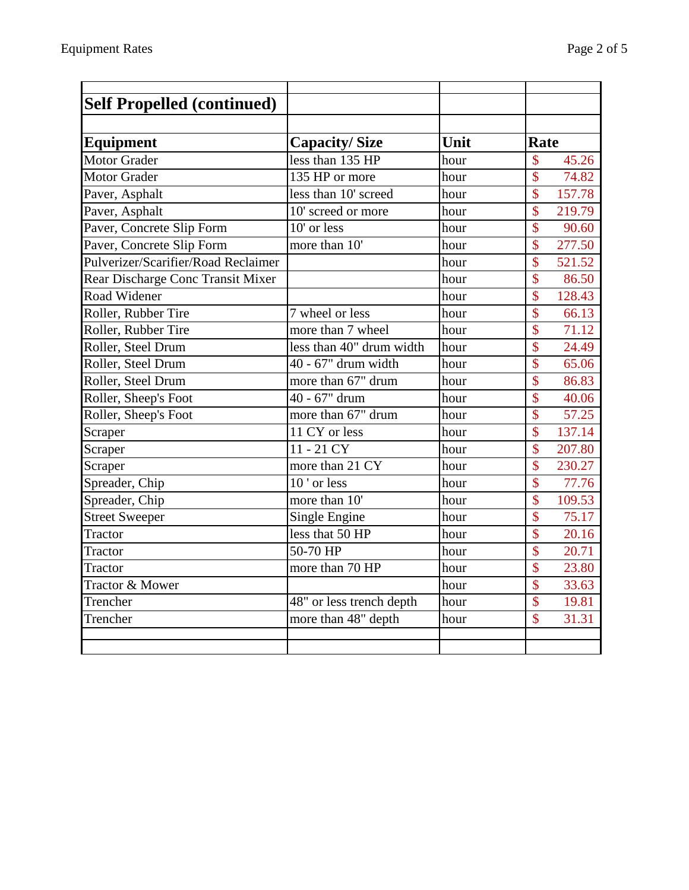## Self Propelled (continued)

| Equipment | Capacity/ Size | Unit | Rate |
|---|---|---|---|
| Motor Grader | less than 135 HP | hour | $ 45.26 |
| Motor Grader | 135 HP or more | hour | $ 74.82 |
| Paver, Asphalt | less than 10' screed | hour | $ 157.78 |
| Paver, Asphalt | 10' screed or more | hour | $ 219.79 |
| Paver, Concrete Slip Form | 10' or less | hour | $ 90.60 |
| Paver, Concrete Slip Form | more than 10' | hour | $ 277.50 |
| Pulverizer/Scarifier/Road Reclaimer | | hour | $ 521.52 |
| Rear Discharge Conc Transit Mixer | | hour | $ 86.50 |
| Road Widener | | hour | $ 128.43 |
| Roller, Rubber Tire | 7 wheel or less | hour | $ 66.13 |
| Roller, Rubber Tire | more than 7 wheel | hour | $ 71.12 |
| Roller, Steel Drum | less than 40" drum width | hour | $ 24.49 |
| Roller, Steel Drum | 40 - 67" drum width | hour | $ 65.06 |
| Roller, Steel Drum | more than 67" drum | hour | $ 86.83 |
| Roller, Sheep's Foot | 40 - 67" drum | hour | $ 40.06 |
| Roller, Sheep's Foot | more than 67" drum | hour | $ 57.25 |
| Scraper | 11 CY or less | hour | $ 137.14 |
| Scraper | 11 - 21 CY | hour | $ 207.80 |
| Scraper | more than 21 CY | hour | $ 230.27 |
| Spreader, Chip | 10 ' or less | hour | $ 77.76 |
| Spreader, Chip | more than 10' | hour | $ 109.53 |
| Street Sweeper | Single Engine | hour | $ 75.17 |
| Tractor | less that 50 HP | hour | $ 20.16 |
| Tractor | 50-70 HP | hour | $ 20.71 |
| Tractor | more than 70 HP | hour | $ 23.80 |
| Tractor & Mower | | hour | $ 33.63 |
| Trencher | 48" or less trench depth | hour | $ 19.81 |
| Trencher | more than 48" depth | hour | $ 31.31 |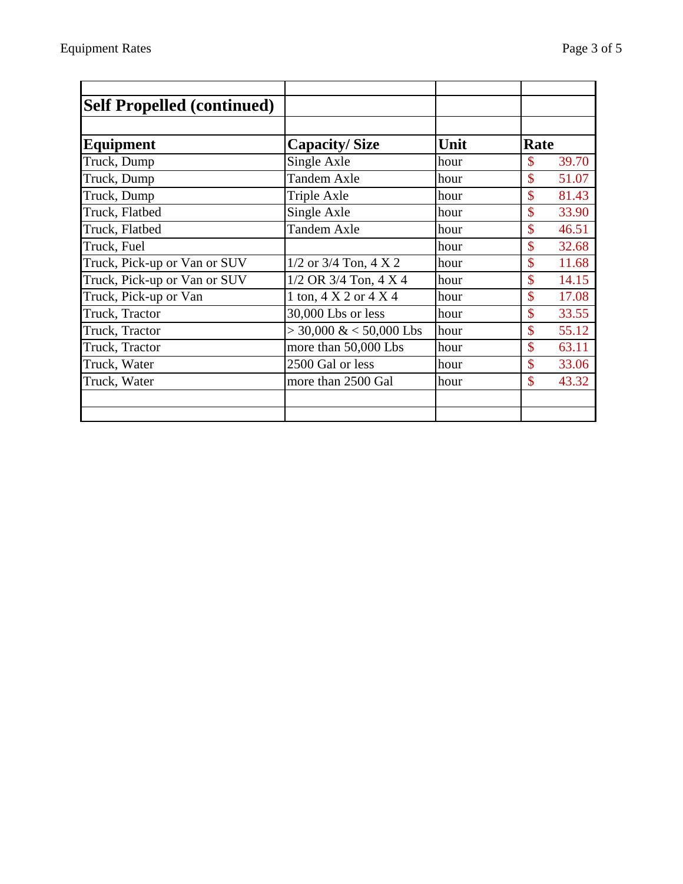## Self Propelled (continued)

| Equipment | Capacity/ Size | Unit | Rate |
|---|---|---|---|
| Truck, Dump | Single Axle | hour | $ 39.70 |
| Truck, Dump | Tandem Axle | hour | $ 51.07 |
| Truck, Dump | Triple Axle | hour | $ 81.43 |
| Truck, Flatbed | Single Axle | hour | $ 33.90 |
| Truck, Flatbed | Tandem Axle | hour | $ 46.51 |
| Truck, Fuel | | hour | $ 32.68 |
| Truck, Pick-up or Van or SUV | 1/2 or 3/4 Ton, 4 X 2 | hour | $ 11.68 |
| Truck, Pick-up or Van or SUV | 1/2 OR 3/4 Ton, 4 X 4 | hour | $ 14.15 |
| Truck, Pick-up or Van | 1 ton, 4 X 2 or 4 X 4 | hour | $ 17.08 |
| Truck, Tractor | 30,000 Lbs or less | hour | $ 33.55 |
| Truck, Tractor | > 30,000 & < 50,000 Lbs | hour | $ 55.12 |
| Truck, Tractor | more than 50,000 Lbs | hour | $ 63.11 |
| Truck, Water | 2500 Gal or less | hour | $ 33.06 |
| Truck, Water | more than 2500 Gal | hour | $ 43.32 |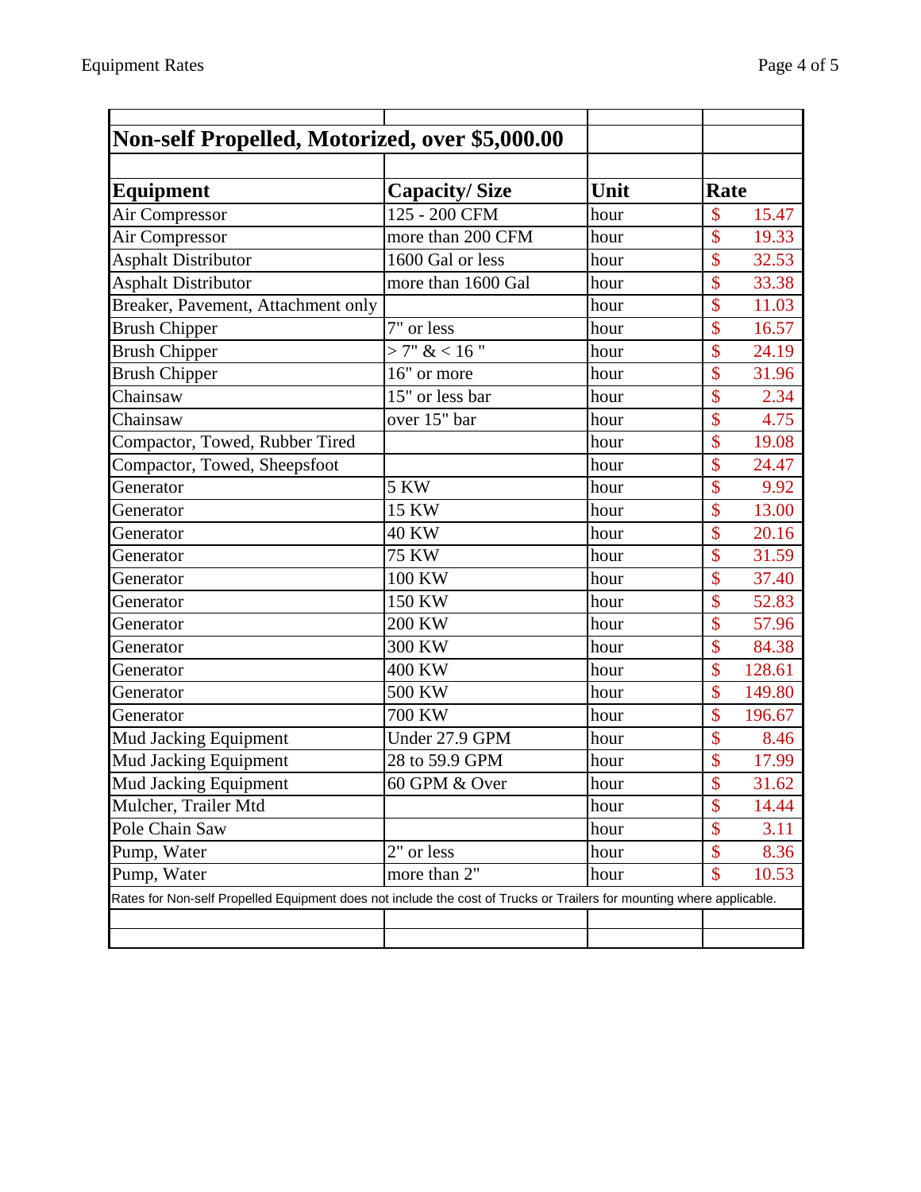## Non-self Propelled, Motorized, over $5,000.00

| Equipment | Capacity/ Size | Unit | Rate |
|---|---|---|---|
| Air Compressor | 125 - 200 CFM | hour | $ 15.47 |
| Air Compressor | more than 200 CFM | hour | $ 19.33 |
| Asphalt Distributor | 1600 Gal or less | hour | $ 32.53 |
| Asphalt Distributor | more than 1600 Gal | hour | $ 33.38 |
| Breaker, Pavement, Attachment only | | hour | $ 11.03 |
| Brush Chipper | 7" or less | hour | $ 16.57 |
| Brush Chipper | > 7" & < 16 " | hour | $ 24.19 |
| Brush Chipper | 16" or more | hour | $ 31.96 |
| Chainsaw | 15" or less bar | hour | $ 2.34 |
| Chainsaw | over 15" bar | hour | $ 4.75 |
| Compactor, Towed, Rubber Tired | | hour | $ 19.08 |
| Compactor, Towed, Sheepsfoot | | hour | $ 24.47 |
| Generator | 5 KW | hour | $ 9.92 |
| Generator | 15 KW | hour | $ 13.00 |
| Generator | 40 KW | hour | $ 20.16 |
| Generator | 75 KW | hour | $ 31.59 |
| Generator | 100 KW | hour | $ 37.40 |
| Generator | 150 KW | hour | $ 52.83 |
| Generator | 200 KW | hour | $ 57.96 |
| Generator | 300 KW | hour | $ 84.38 |
| Generator | 400 KW | hour | $ 128.61 |
| Generator | 500 KW | hour | $ 149.80 |
| Generator | 700 KW | hour | $ 196.67 |
| Mud Jacking Equipment | Under 27.9 GPM | hour | $ 8.46 |
| Mud Jacking Equipment | 28 to 59.9 GPM | hour | $ 17.99 |
| Mud Jacking Equipment | 60 GPM & Over | hour | $ 31.62 |
| Mulcher, Trailer Mtd | | hour | $ 14.44 |
| Pole Chain Saw | | hour | $ 3.11 |
| Pump, Water | 2" or less | hour | $ 8.36 |
| Pump, Water | more than 2" | hour | $ 10.53 |

Rates for Non-self Propelled Equipment does not include the cost of Trucks or Trailers for mounting where applicable.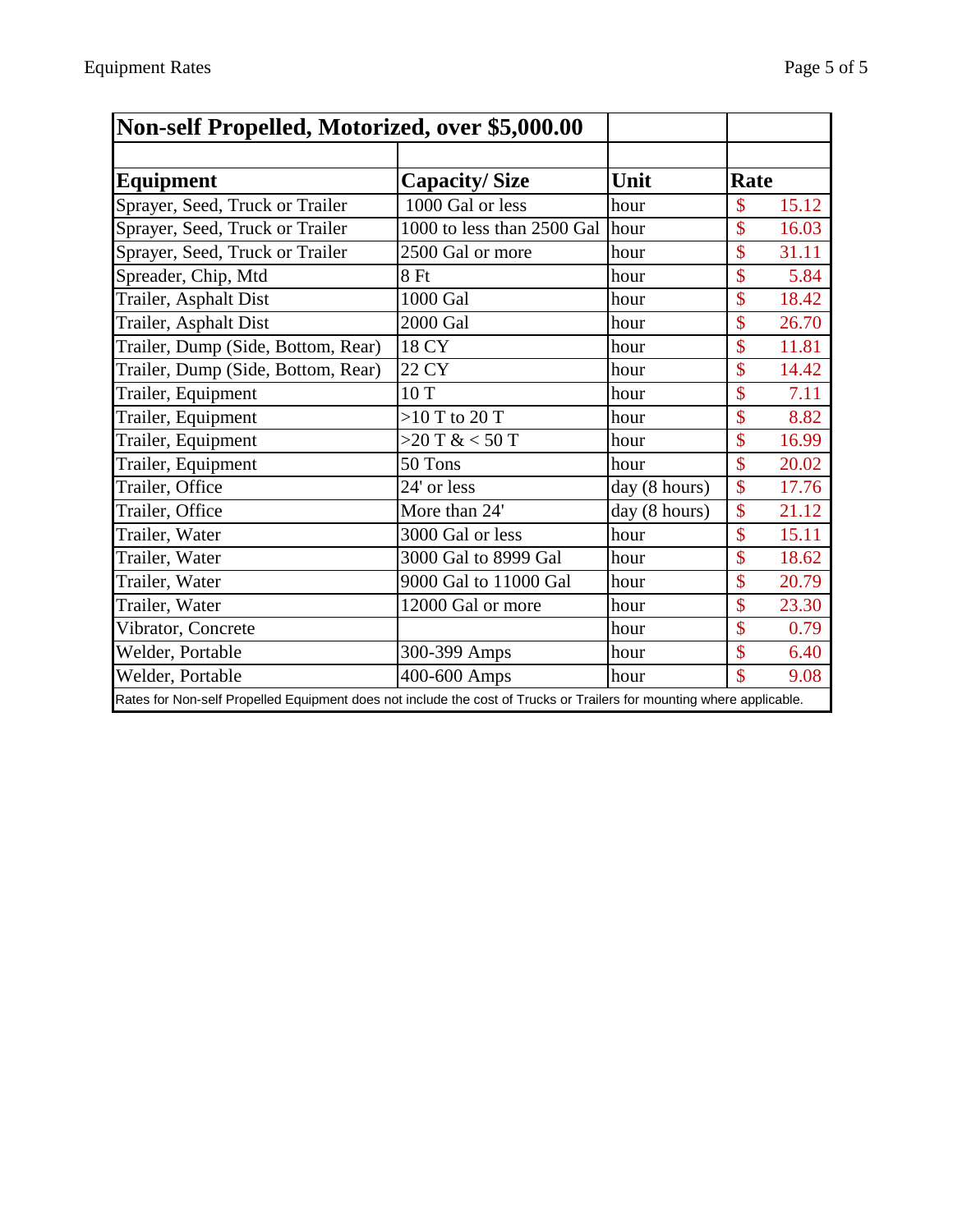## Non-self Propelled, Motorized, over $5,000.00

| Equipment | Capacity/ Size | Unit | Rate |
|---|---|---|---|
| Sprayer, Seed, Truck or Trailer | 1000 Gal or less | hour | $ 15.12 |
| Sprayer, Seed, Truck or Trailer | 1000 to less than 2500 Gal | hour | $ 16.03 |
| Sprayer, Seed, Truck or Trailer | 2500 Gal or more | hour | $ 31.11 |
| Spreader, Chip, Mtd | 8 Ft | hour | $ 5.84 |
| Trailer, Asphalt Dist | 1000 Gal | hour | $ 18.42 |
| Trailer, Asphalt Dist | 2000 Gal | hour | $ 26.70 |
| Trailer, Dump (Side, Bottom, Rear) | 18 CY | hour | $ 11.81 |
| Trailer, Dump (Side, Bottom, Rear) | 22 CY | hour | $ 14.42 |
| Trailer, Equipment | 10 T | hour | $ 7.11 |
| Trailer, Equipment | >10 T to 20 T | hour | $ 8.82 |
| Trailer, Equipment | >20 T & < 50 T | hour | $ 16.99 |
| Trailer, Equipment | 50 Tons | hour | $ 20.02 |
| Trailer, Office | 24' or less | day (8 hours) | $ 17.76 |
| Trailer, Office | More than 24' | day (8 hours) | $ 21.12 |
| Trailer, Water | 3000 Gal or less | hour | $ 15.11 |
| Trailer, Water | 3000 Gal to 8999 Gal | hour | $ 18.62 |
| Trailer, Water | 9000 Gal to 11000 Gal | hour | $ 20.79 |
| Trailer, Water | 12000 Gal or more | hour | $ 23.30 |
| Vibrator, Concrete | | hour | $ 0.79 |
| Welder, Portable | 300-399 Amps | hour | $ 6.40 |
| Welder, Portable | 400-600 Amps | hour | $ 9.08 |

Rates for Non-self Propelled Equipment does not include the cost of Trucks or Trailers for mounting where applicable.